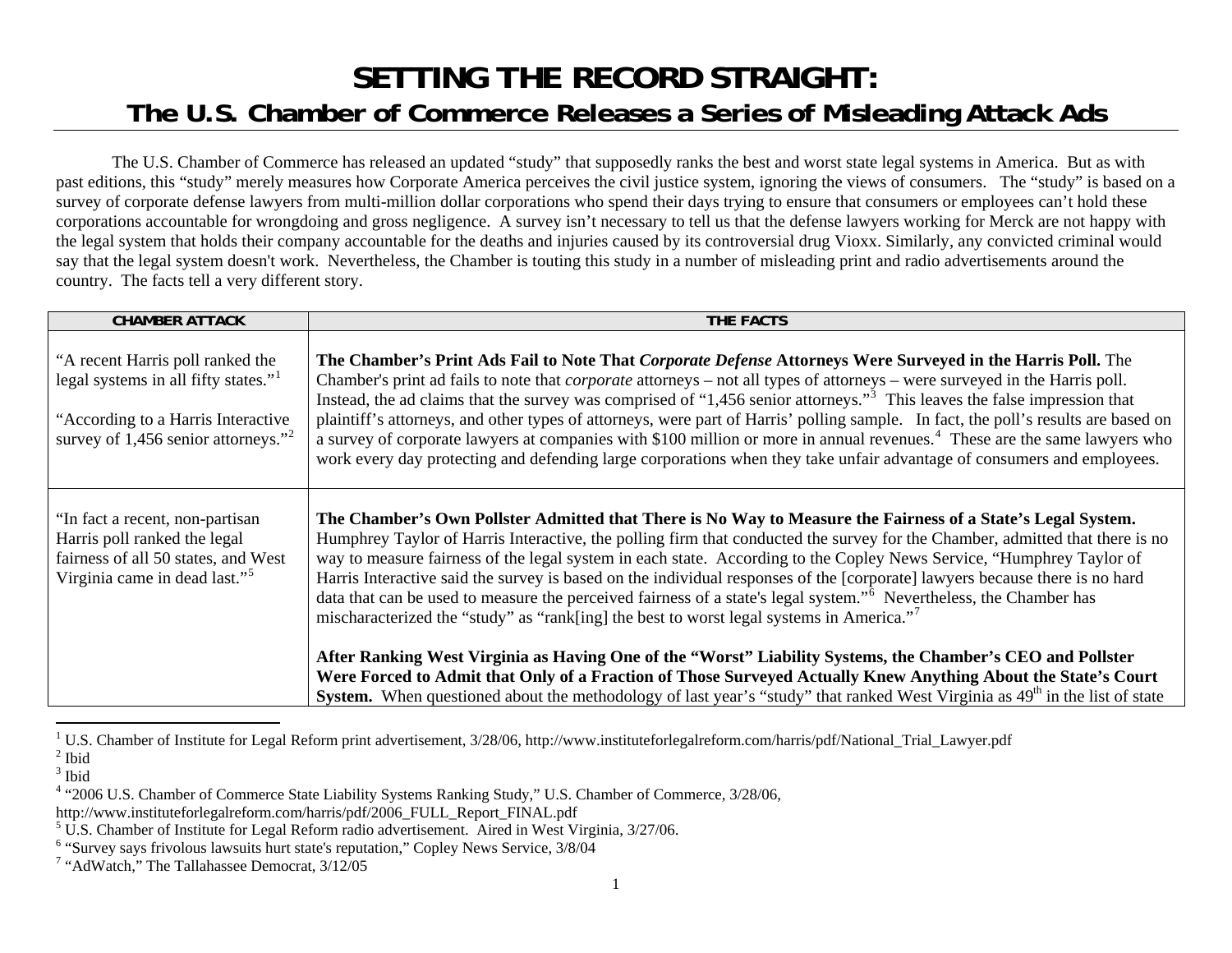# SETTING THE RECORD STRAIGHT:

## The U.S. Chamber of Commerce Releases a Series of Misleading Attack Ads

The U.S. Chamber of Commerce has released an updated "study" that supposedly ranks the best and worst state legal systems in America. But as with past editions, this "study" merely measures how Corporate America perceives the civil justice system, ignoring the views of consumers. The "study" is based on a survey of corporate defense lawyers from multi-million dollar corporations who spend their days trying to ensure that consumers or employees can't hold these corporations accountable for wrongdoing and gross negligence. A survey isn't necessary to tell us that the defense lawyers working for Merck are not happy with the legal system that holds their company accountable for the deaths and injuries caused by its controversial drug Vioxx. Similarly, any convicted criminal would say that the legal system doesn't work. Nevertheless, the Chamber is touting this study in a number of misleading print and radio advertisements around the country. The facts tell a very different story.

| CHAMBER ATTACK | THE FACTS |
|---|---|
| "A recent Harris poll ranked the legal systems in all fifty states."[1]<br><br>"According to a Harris Interactive survey of 1,456 senior attorneys."[2] | **The Chamber's Print Ads Fail to Note That *Corporate Defense* Attorneys Were Surveyed in the Harris Poll.** The Chamber's print ad fails to note that *corporate* attorneys – not all types of attorneys – were surveyed in the Harris poll. Instead, the ad claims that the survey was comprised of "1,456 senior attorneys."[3] This leaves the false impression that plaintiff's attorneys, and other types of attorneys, were part of Harris' polling sample. In fact, the poll's results are based on a survey of corporate lawyers at companies with $100 million or more in annual revenues.[4] These are the same lawyers who work every day protecting and defending large corporations when they take unfair advantage of consumers and employees. |
| "In fact a recent, non-partisan Harris poll ranked the legal fairness of all 50 states, and West Virginia came in dead last."[5] | **The Chamber's Own Pollster Admitted that There is No Way to Measure the Fairness of a State's Legal System.** Humphrey Taylor of Harris Interactive, the polling firm that conducted the survey for the Chamber, admitted that there is no way to measure fairness of the legal system in each state. According to the Copley News Service, "Humphrey Taylor of Harris Interactive said the survey is based on the individual responses of the [corporate] lawyers because there is no hard data that can be used to measure the perceived fairness of a state's legal system."[6] Nevertheless, the Chamber has mischaracterized the "study" as "rank[ing] the best to worst legal systems in America."[7]<br><br>**After Ranking West Virginia as Having One of the "Worst" Liability Systems, the Chamber's CEO and Pollster Were Forced to Admit that Only of a Fraction of Those Surveyed Actually Knew Anything About the State's Court System.** When questioned about the methodology of last year's "study" that ranked West Virginia as 49th in the list of state |

[1] U.S. Chamber of Institute for Legal Reform print advertisement, 3/28/06, http://www.instituteforlegalreform.com/harris/pdf/National_Trial_Lawyer.pdf

[2] Ibid

[3] Ibid

[4] "2006 U.S. Chamber of Commerce State Liability Systems Ranking Study," U.S. Chamber of Commerce, 3/28/06, http://www.instituteforlegalreform.com/harris/pdf/2006_FULL_Report_FINAL.pdf

[5] U.S. Chamber of Institute for Legal Reform radio advertisement. Aired in West Virginia, 3/27/06.

[6] "Survey says frivolous lawsuits hurt state's reputation," Copley News Service, 3/8/04

[7] "AdWatch," The Tallahassee Democrat, 3/12/05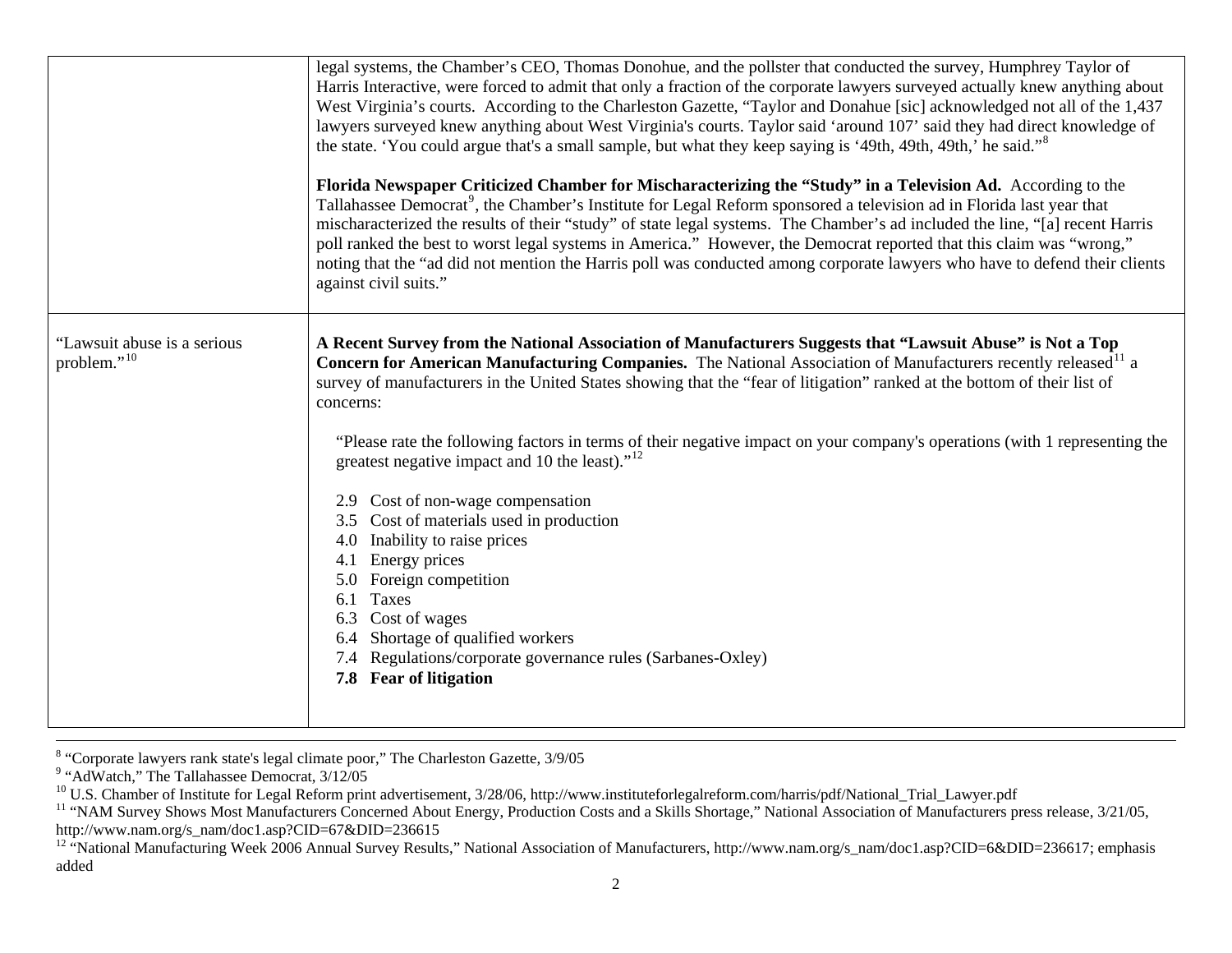| | |
|---|---|
| | legal systems, the Chamber's CEO, Thomas Donohue, and the pollster that conducted the survey, Humphrey Taylor of Harris Interactive, were forced to admit that only a fraction of the corporate lawyers surveyed actually knew anything about West Virginia's courts. According to the Charleston Gazette, "Taylor and Donahue [sic] acknowledged not all of the 1,437 lawyers surveyed knew anything about West Virginia's courts. Taylor said 'around 107' said they had direct knowledge of the state. 'You could argue that's a small sample, but what they keep saying is '49th, 49th, 49th,' he said."[8]<br><br>**Florida Newspaper Criticized Chamber for Mischaracterizing the "Study" in a Television Ad.** According to the Tallahassee Democrat[9], the Chamber's Institute for Legal Reform sponsored a television ad in Florida last year that mischaracterized the results of their "study" of state legal systems. The Chamber's ad included the line, "[a] recent Harris poll ranked the best to worst legal systems in America." However, the Democrat reported that this claim was "wrong," noting that the "ad did not mention the Harris poll was conducted among corporate lawyers who have to defend their clients against civil suits." |
| "Lawsuit abuse is a serious problem."[10] | **A Recent Survey from the National Association of Manufacturers Suggests that "Lawsuit Abuse" is Not a Top Concern for American Manufacturing Companies.** The National Association of Manufacturers recently released[11] a survey of manufacturers in the United States showing that the "fear of litigation" ranked at the bottom of their list of concerns:<br><br>"Please rate the following factors in terms of their negative impact on your company's operations (with 1 representing the greatest negative impact and 10 the least)."[12]<br><br>2.9 Cost of non-wage compensation<br>3.5 Cost of materials used in production<br>4.0 Inability to raise prices<br>4.1 Energy prices<br>5.0 Foreign competition<br>6.1 Taxes<br>6.3 Cost of wages<br>6.4 Shortage of qualified workers<br>7.4 Regulations/corporate governance rules (Sarbanes-Oxley)<br>**7.8 Fear of litigation** |

[8] "Corporate lawyers rank state's legal climate poor," The Charleston Gazette, 3/9/05

[9] "AdWatch," The Tallahassee Democrat, 3/12/05

[10] U.S. Chamber of Institute for Legal Reform print advertisement, 3/28/06, http://www.instituteforlegalreform.com/harris/pdf/National_Trial_Lawyer.pdf

[11] "NAM Survey Shows Most Manufacturers Concerned About Energy, Production Costs and a Skills Shortage," National Association of Manufacturers press release, 3/21/05, http://www.nam.org/s_nam/doc1.asp?CID=67&DID=236615

[12] "National Manufacturing Week 2006 Annual Survey Results," National Association of Manufacturers, http://www.nam.org/s_nam/doc1.asp?CID=6&DID=236617; emphasis added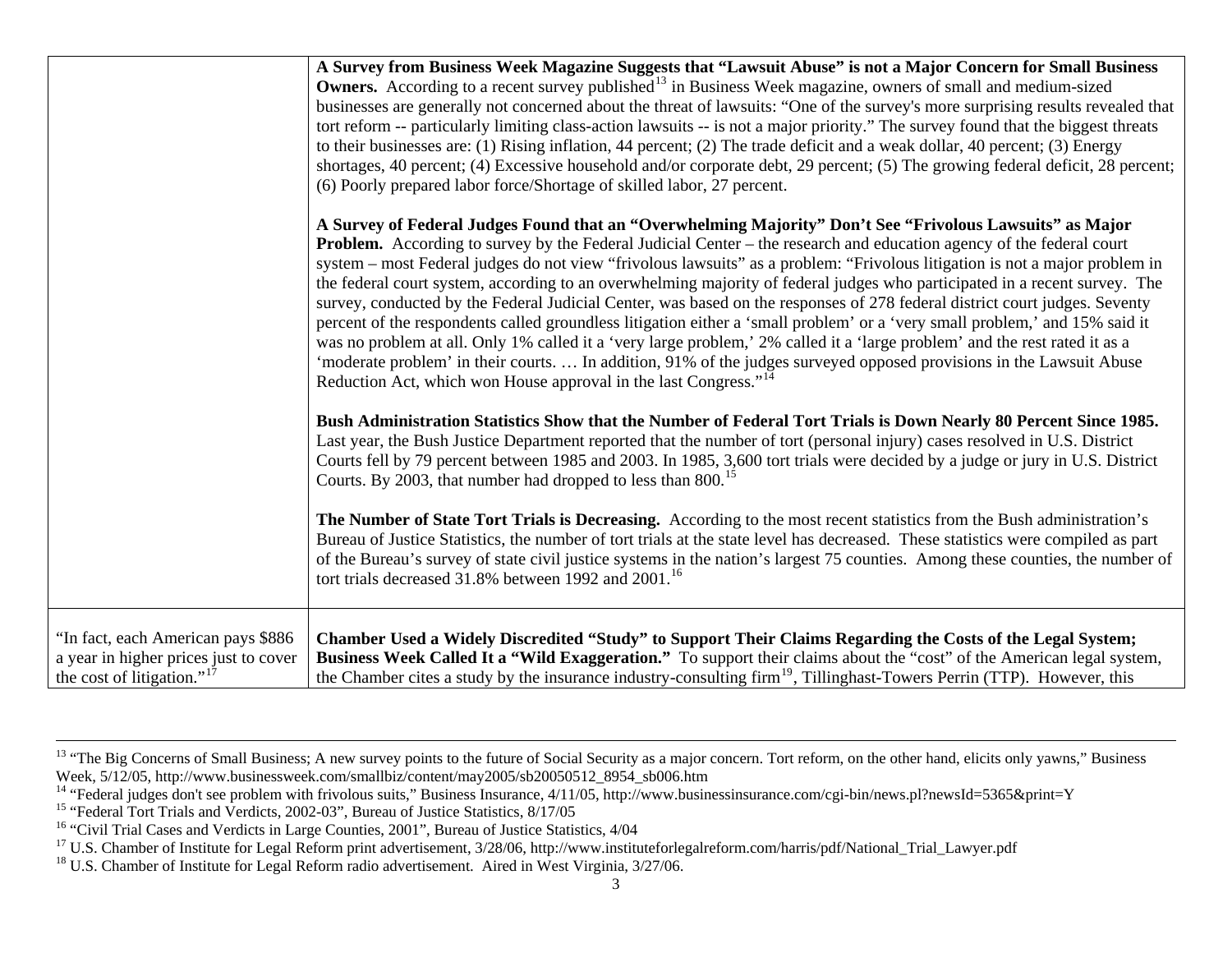| | |
|---|---|
| | **A Survey from Business Week Magazine Suggests that "Lawsuit Abuse" is not a Major Concern for Small Business Owners.** According to a recent survey published[13] in Business Week magazine, owners of small and medium-sized businesses are generally not concerned about the threat of lawsuits: "One of the survey's more surprising results revealed that tort reform -- particularly limiting class-action lawsuits -- is not a major priority." The survey found that the biggest threats to their businesses are: (1) Rising inflation, 44 percent; (2) The trade deficit and a weak dollar, 40 percent; (3) Energy shortages, 40 percent; (4) Excessive household and/or corporate debt, 29 percent; (5) The growing federal deficit, 28 percent; (6) Poorly prepared labor force/Shortage of skilled labor, 27 percent.<br><br>**A Survey of Federal Judges Found that an "Overwhelming Majority" Don't See "Frivolous Lawsuits" as Major Problem.** According to survey by the Federal Judicial Center – the research and education agency of the federal court system – most Federal judges do not view "frivolous lawsuits" as a problem: "Frivolous litigation is not a major problem in the federal court system, according to an overwhelming majority of federal judges who participated in a recent survey. The survey, conducted by the Federal Judicial Center, was based on the responses of 278 federal district court judges. Seventy percent of the respondents called groundless litigation either a 'small problem' or a 'very small problem,' and 15% said it was no problem at all. Only 1% called it a 'very large problem,' 2% called it a 'large problem' and the rest rated it as a 'moderate problem' in their courts. … In addition, 91% of the judges surveyed opposed provisions in the Lawsuit Abuse Reduction Act, which won House approval in the last Congress."[14]<br><br>**Bush Administration Statistics Show that the Number of Federal Tort Trials is Down Nearly 80 Percent Since 1985.** Last year, the Bush Justice Department reported that the number of tort (personal injury) cases resolved in U.S. District Courts fell by 79 percent between 1985 and 2003. In 1985, 3,600 tort trials were decided by a judge or jury in U.S. District Courts. By 2003, that number had dropped to less than 800.[15]<br><br>**The Number of State Tort Trials is Decreasing.** According to the most recent statistics from the Bush administration's Bureau of Justice Statistics, the number of tort trials at the state level has decreased. These statistics were compiled as part of the Bureau's survey of state civil justice systems in the nation's largest 75 counties. Among these counties, the number of tort trials decreased 31.8% between 1992 and 2001.[16] |
| "In fact, each American pays $886 a year in higher prices just to cover the cost of litigation."[17] | **Chamber Used a Widely Discredited "Study" to Support Their Claims Regarding the Costs of the Legal System; Business Week Called It a "Wild Exaggeration."** To support their claims about the "cost" of the American legal system, the Chamber cites a study by the insurance industry-consulting firm[19], Tillinghast-Towers Perrin (TTP). However, this |

[13] "The Big Concerns of Small Business; A new survey points to the future of Social Security as a major concern. Tort reform, on the other hand, elicits only yawns," Business Week, 5/12/05, http://www.businessweek.com/smallbiz/content/may2005/sb20050512_8954_sb006.htm

[14] "Federal judges don't see problem with frivolous suits," Business Insurance, 4/11/05, http://www.businessinsurance.com/cgi-bin/news.pl?newsId=5365&print=Y

[15] "Federal Tort Trials and Verdicts, 2002-03", Bureau of Justice Statistics, 8/17/05

[16] "Civil Trial Cases and Verdicts in Large Counties, 2001", Bureau of Justice Statistics, 4/04

[17] U.S. Chamber of Institute for Legal Reform print advertisement, 3/28/06, http://www.instituteforlegalreform.com/harris/pdf/National_Trial_Lawyer.pdf

[18] U.S. Chamber of Institute for Legal Reform radio advertisement. Aired in West Virginia, 3/27/06.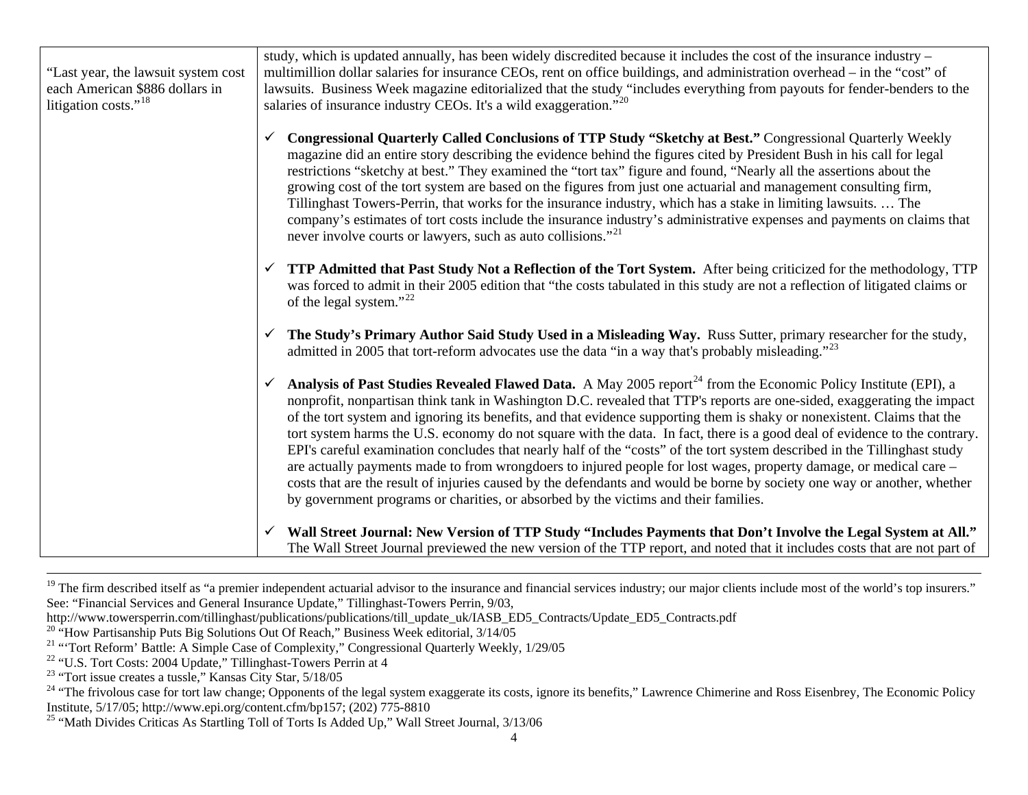| | |
|---|---|
| "Last year, the lawsuit system cost each American $886 dollars in litigation costs."[18] | study, which is updated annually, has been widely discredited because it includes the cost of the insurance industry – multimillion dollar salaries for insurance CEOs, rent on office buildings, and administration overhead – in the "cost" of lawsuits. Business Week magazine editorialized that the study "includes everything from payouts for fender-benders to the salaries of insurance industry CEOs. It's a wild exaggeration."[20]<br><br>✓ **Congressional Quarterly Called Conclusions of TTP Study "Sketchy at Best."** Congressional Quarterly Weekly magazine did an entire story describing the evidence behind the figures cited by President Bush in his call for legal restrictions "sketchy at best." They examined the "tort tax" figure and found, "Nearly all the assertions about the growing cost of the tort system are based on the figures from just one actuarial and management consulting firm, Tillinghast Towers-Perrin, that works for the insurance industry, which has a stake in limiting lawsuits. … The company's estimates of tort costs include the insurance industry's administrative expenses and payments on claims that never involve courts or lawyers, such as auto collisions."[21]<br><br>✓ **TTP Admitted that Past Study Not a Reflection of the Tort System.** After being criticized for the methodology, TTP was forced to admit in their 2005 edition that "the costs tabulated in this study are not a reflection of litigated claims or of the legal system."[22]<br><br>✓ **The Study's Primary Author Said Study Used in a Misleading Way.** Russ Sutter, primary researcher for the study, admitted in 2005 that tort-reform advocates use the data "in a way that's probably misleading."[23]<br><br>✓ **Analysis of Past Studies Revealed Flawed Data.** A May 2005 report[24] from the Economic Policy Institute (EPI), a nonprofit, nonpartisan think tank in Washington D.C. revealed that TTP's reports are one-sided, exaggerating the impact of the tort system and ignoring its benefits, and that evidence supporting them is shaky or nonexistent. Claims that the tort system harms the U.S. economy do not square with the data. In fact, there is a good deal of evidence to the contrary. EPI's careful examination concludes that nearly half of the "costs" of the tort system described in the Tillinghast study are actually payments made to from wrongdoers to injured people for lost wages, property damage, or medical care – costs that are the result of injuries caused by the defendants and would be borne by society one way or another, whether by government programs or charities, or absorbed by the victims and their families.<br><br>✓ **Wall Street Journal: New Version of TTP Study "Includes Payments that Don't Involve the Legal System at All."** The Wall Street Journal previewed the new version of the TTP report, and noted that it includes costs that are not part of |

---

[19] The firm described itself as "a premier independent actuarial advisor to the insurance and financial services industry; our major clients include most of the world's top insurers." See: "Financial Services and General Insurance Update," Tillinghast-Towers Perrin, 9/03, http://www.towersperrin.com/tillinghast/publications/publications/till_update_uk/IASB_ED5_Contracts/Update_ED5_Contracts.pdf

[20] "How Partisanship Puts Big Solutions Out Of Reach," Business Week editorial, 3/14/05

[21] "'Tort Reform' Battle: A Simple Case of Complexity," Congressional Quarterly Weekly, 1/29/05

[22] "U.S. Tort Costs: 2004 Update," Tillinghast-Towers Perrin at 4

[23] "Tort issue creates a tussle," Kansas City Star, 5/18/05

[24] "The frivolous case for tort law change; Opponents of the legal system exaggerate its costs, ignore its benefits," Lawrence Chimerine and Ross Eisenbrey, The Economic Policy Institute, 5/17/05; http://www.epi.org/content.cfm/bp157; (202) 775-8810

[25] "Math Divides Criticas As Startling Toll of Torts Is Added Up," Wall Street Journal, 3/13/06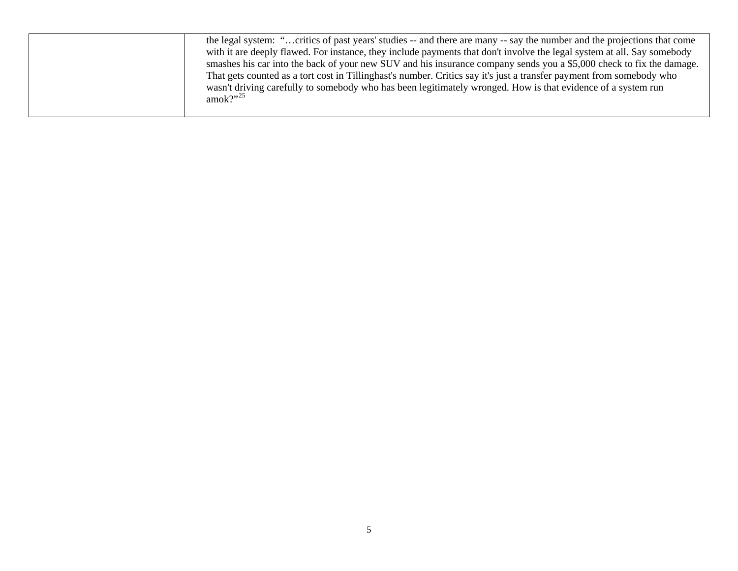| | |
|---|---|
| | the legal system: "…critics of past years' studies -- and there are many -- say the number and the projections that come with it are deeply flawed. For instance, they include payments that don't involve the legal system at all. Say somebody smashes his car into the back of your new SUV and his insurance company sends you a $5,000 check to fix the damage. That gets counted as a tort cost in Tillinghast's number. Critics say it's just a transfer payment from somebody who wasn't driving carefully to somebody who has been legitimately wronged. How is that evidence of a system run amok?"[25] |